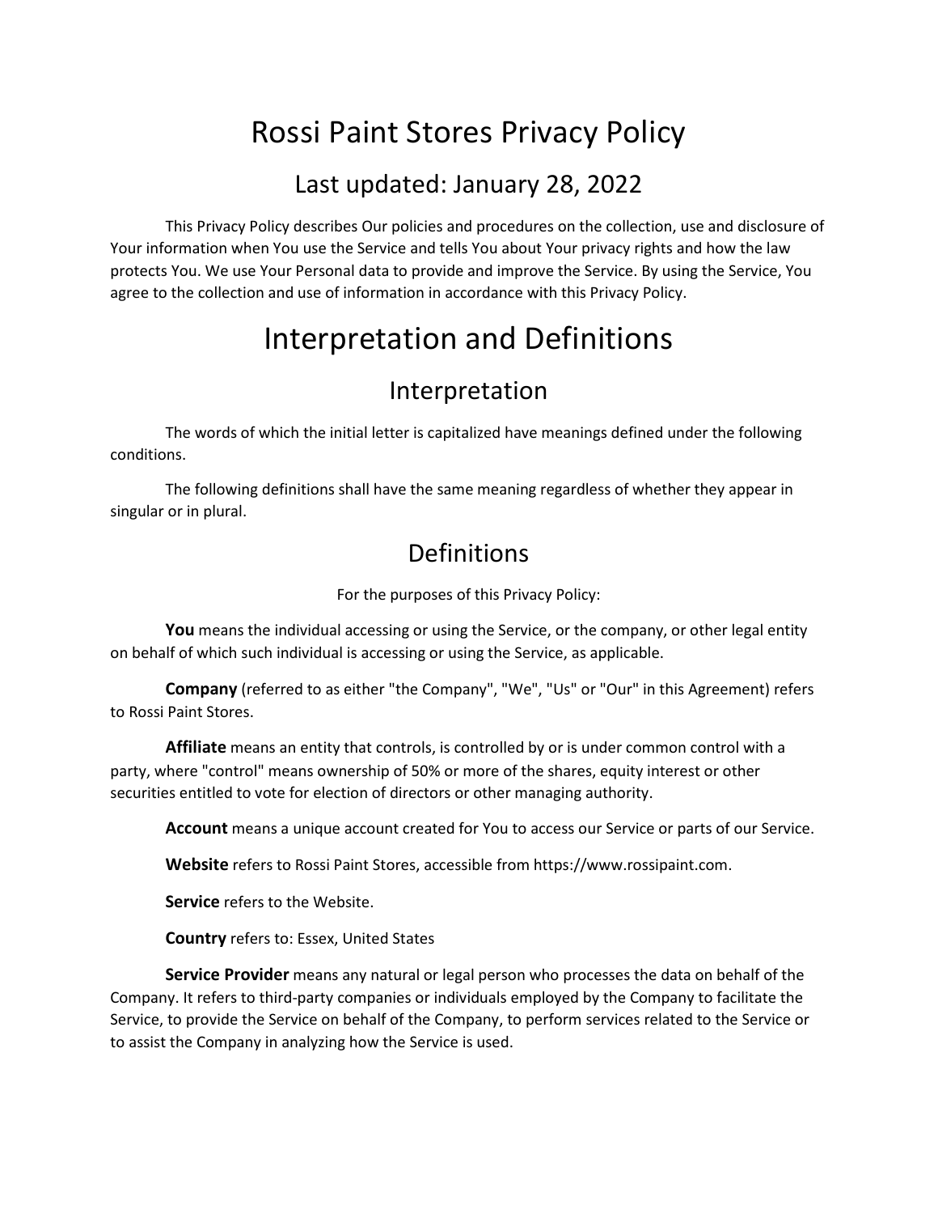# Rossi Paint Stores Privacy Policy

## Last updated: January 28, 2022

This Privacy Policy describes Our policies and procedures on the collection, use and disclosure of Your information when You use the Service and tells You about Your privacy rights and how the law protects You. We use Your Personal data to provide and improve the Service. By using the Service, You agree to the collection and use of information in accordance with this Privacy Policy.

# Interpretation and Definitions

## Interpretation

The words of which the initial letter is capitalized have meanings defined under the following conditions.

The following definitions shall have the same meaning regardless of whether they appear in singular or in plural.

## Definitions

For the purposes of this Privacy Policy:

**You** means the individual accessing or using the Service, or the company, or other legal entity on behalf of which such individual is accessing or using the Service, as applicable.

**Company** (referred to as either "the Company", "We", "Us" or "Our" in this Agreement) refers to Rossi Paint Stores.

**Affiliate** means an entity that controls, is controlled by or is under common control with a party, where "control" means ownership of 50% or more of the shares, equity interest or other securities entitled to vote for election of directors or other managing authority.

**Account** means a unique account created for You to access our Service or parts of our Service.

**Website** refers to Rossi Paint Stores, accessible from https://www.rossipaint.com.

**Service** refers to the Website.

**Country** refers to: Essex, United States

**Service Provider** means any natural or legal person who processes the data on behalf of the Company. It refers to third-party companies or individuals employed by the Company to facilitate the Service, to provide the Service on behalf of the Company, to perform services related to the Service or to assist the Company in analyzing how the Service is used.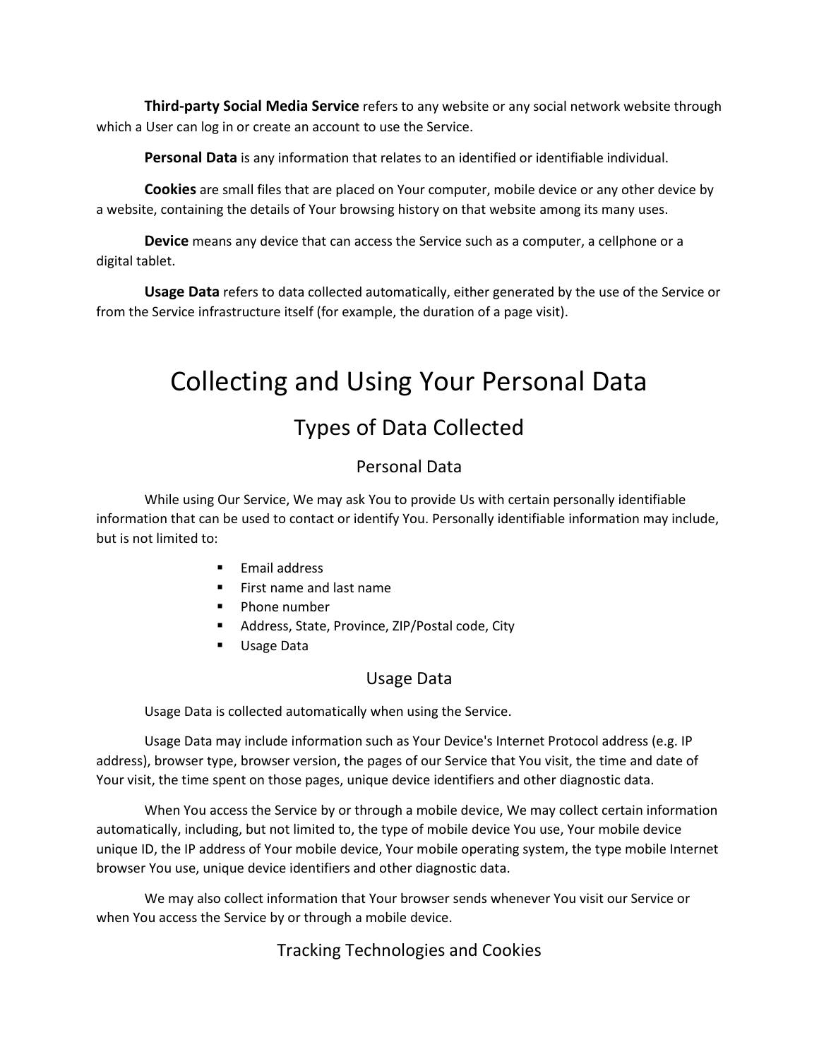**Third-party Social Media Service** refers to any website or any social network website through which a User can log in or create an account to use the Service.

**Personal Data** is any information that relates to an identified or identifiable individual.

**Cookies** are small files that are placed on Your computer, mobile device or any other device by a website, containing the details of Your browsing history on that website among its many uses.

**Device** means any device that can access the Service such as a computer, a cellphone or a digital tablet.

**Usage Data** refers to data collected automatically, either generated by the use of the Service or from the Service infrastructure itself (for example, the duration of a page visit).

# Collecting and Using Your Personal Data

## Types of Data Collected

### Personal Data

While using Our Service, We may ask You to provide Us with certain personally identifiable information that can be used to contact or identify You. Personally identifiable information may include, but is not limited to:

- Email address
- First name and last name
- Phone number
- Address, State, Province, ZIP/Postal code, City
- Usage Data

### Usage Data

Usage Data is collected automatically when using the Service.

Usage Data may include information such as Your Device's Internet Protocol address (e.g. IP address), browser type, browser version, the pages of our Service that You visit, the time and date of Your visit, the time spent on those pages, unique device identifiers and other diagnostic data.

When You access the Service by or through a mobile device, We may collect certain information automatically, including, but not limited to, the type of mobile device You use, Your mobile device unique ID, the IP address of Your mobile device, Your mobile operating system, the type mobile Internet browser You use, unique device identifiers and other diagnostic data.

We may also collect information that Your browser sends whenever You visit our Service or when You access the Service by or through a mobile device.

### Tracking Technologies and Cookies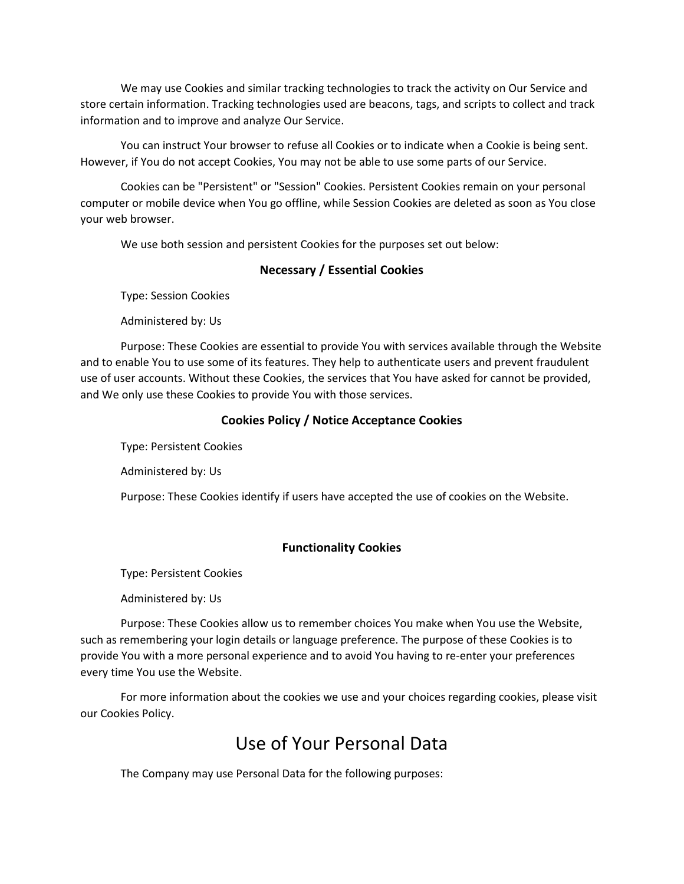We may use Cookies and similar tracking technologies to track the activity on Our Service and store certain information. Tracking technologies used are beacons, tags, and scripts to collect and track information and to improve and analyze Our Service.

You can instruct Your browser to refuse all Cookies or to indicate when a Cookie is being sent. However, if You do not accept Cookies, You may not be able to use some parts of our Service.

Cookies can be "Persistent" or "Session" Cookies. Persistent Cookies remain on your personal computer or mobile device when You go offline, while Session Cookies are deleted as soon as You close your web browser.

We use both session and persistent Cookies for the purposes set out below:

**Necessary / Essential Cookies**

Type: Session Cookies

Administered by: Us

Purpose: These Cookies are essential to provide You with services available through the Website and to enable You to use some of its features. They help to authenticate users and prevent fraudulent use of user accounts. Without these Cookies, the services that You have asked for cannot be provided, and We only use these Cookies to provide You with those services.

**Cookies Policy / Notice Acceptance Cookies**

Type: Persistent Cookies

Administered by: Us

Purpose: These Cookies identify if users have accepted the use of cookies on the Website.

**Functionality Cookies**

Type: Persistent Cookies

Administered by: Us

Purpose: These Cookies allow us to remember choices You make when You use the Website, such as remembering your login details or language preference. The purpose of these Cookies is to provide You with a more personal experience and to avoid You having to re-enter your preferences every time You use the Website.

For more information about the cookies we use and your choices regarding cookies, please visit our Cookies Policy.

# Use of Your Personal Data

The Company may use Personal Data for the following purposes: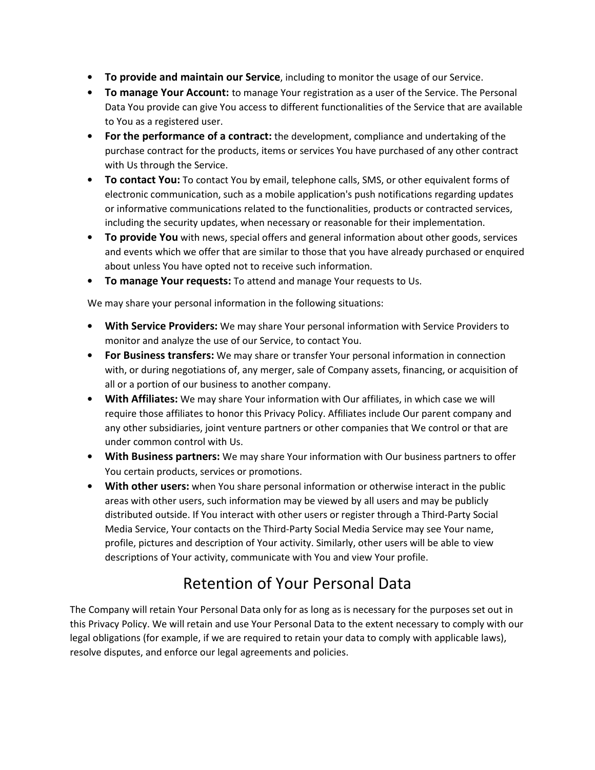- **To provide and maintain our Service**, including to monitor the usage of our Service.
- **To manage Your Account:** to manage Your registration as a user of the Service. The Personal Data You provide can give You access to different functionalities of the Service that are available to You as a registered user.
- **For the performance of a contract:** the development, compliance and undertaking of the purchase contract for the products, items or services You have purchased of any other contract with Us through the Service.
- **To contact You:** To contact You by email, telephone calls, SMS, or other equivalent forms of electronic communication, such as a mobile application's push notifications regarding updates or informative communications related to the functionalities, products or contracted services, including the security updates, when necessary or reasonable for their implementation.
- **To provide You** with news, special offers and general information about other goods, services and events which we offer that are similar to those that you have already purchased or enquired about unless You have opted not to receive such information.
- **To manage Your requests:** To attend and manage Your requests to Us.

We may share your personal information in the following situations:

- **With Service Providers:** We may share Your personal information with Service Providers to monitor and analyze the use of our Service, to contact You.
- **For Business transfers:** We may share or transfer Your personal information in connection with, or during negotiations of, any merger, sale of Company assets, financing, or acquisition of all or a portion of our business to another company.
- **With Affiliates:** We may share Your information with Our affiliates, in which case we will require those affiliates to honor this Privacy Policy. Affiliates include Our parent company and any other subsidiaries, joint venture partners or other companies that We control or that are under common control with Us.
- **With Business partners:** We may share Your information with Our business partners to offer You certain products, services or promotions.
- **With other users:** when You share personal information or otherwise interact in the public areas with other users, such information may be viewed by all users and may be publicly distributed outside. If You interact with other users or register through a Third-Party Social Media Service, Your contacts on the Third-Party Social Media Service may see Your name, profile, pictures and description of Your activity. Similarly, other users will be able to view descriptions of Your activity, communicate with You and view Your profile.

## Retention of Your Personal Data

The Company will retain Your Personal Data only for as long as is necessary for the purposes set out in this Privacy Policy. We will retain and use Your Personal Data to the extent necessary to comply with our legal obligations (for example, if we are required to retain your data to comply with applicable laws), resolve disputes, and enforce our legal agreements and policies.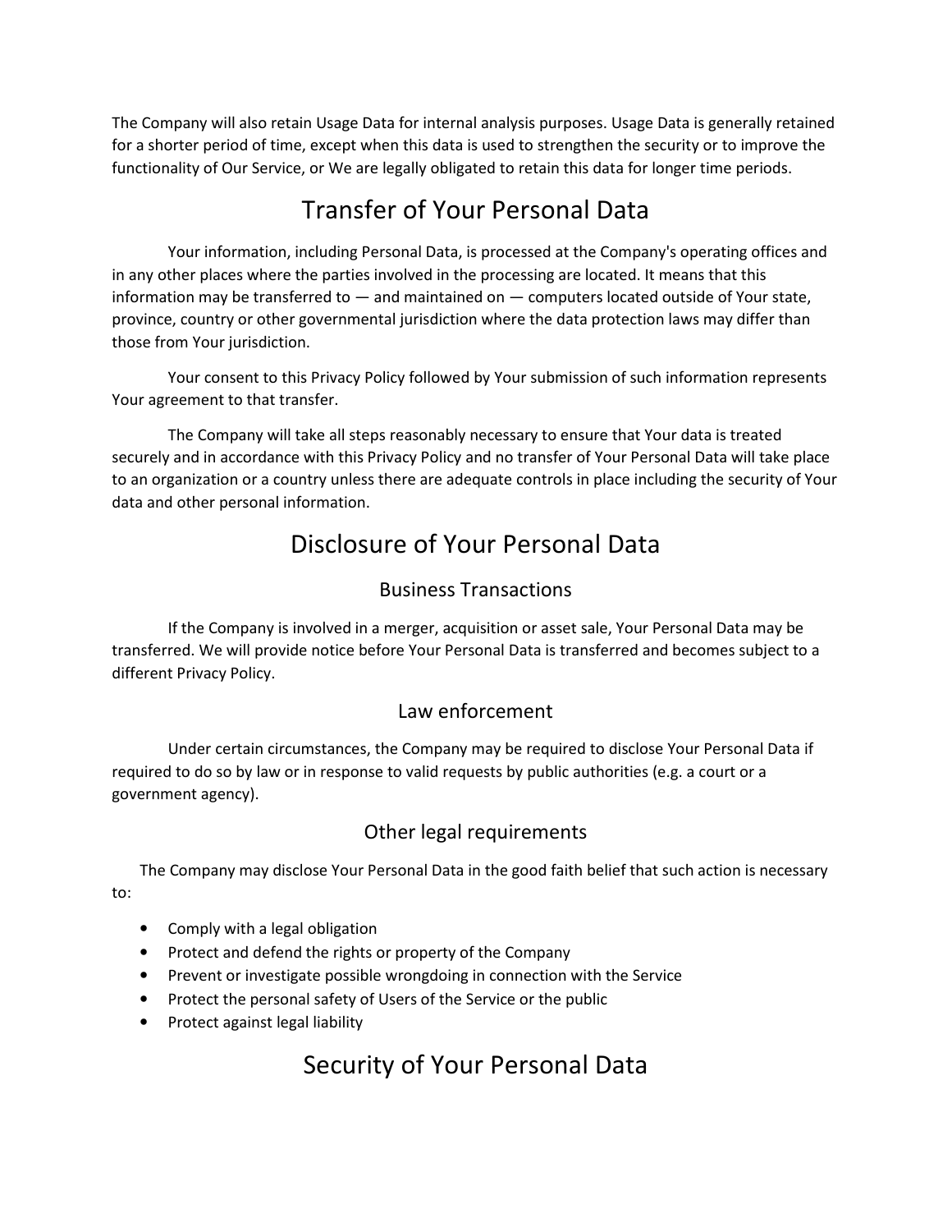The Company will also retain Usage Data for internal analysis purposes. Usage Data is generally retained for a shorter period of time, except when this data is used to strengthen the security or to improve the functionality of Our Service, or We are legally obligated to retain this data for longer time periods.

# Transfer of Your Personal Data

Your information, including Personal Data, is processed at the Company's operating offices and in any other places where the parties involved in the processing are located. It means that this information may be transferred to — and maintained on — computers located outside of Your state, province, country or other governmental jurisdiction where the data protection laws may differ than those from Your jurisdiction.

Your consent to this Privacy Policy followed by Your submission of such information represents Your agreement to that transfer.

The Company will take all steps reasonably necessary to ensure that Your data is treated securely and in accordance with this Privacy Policy and no transfer of Your Personal Data will take place to an organization or a country unless there are adequate controls in place including the security of Your data and other personal information.

# Disclosure of Your Personal Data

## Business Transactions

If the Company is involved in a merger, acquisition or asset sale, Your Personal Data may be transferred. We will provide notice before Your Personal Data is transferred and becomes subject to a different Privacy Policy.

## Law enforcement

Under certain circumstances, the Company may be required to disclose Your Personal Data if required to do so by law or in response to valid requests by public authorities (e.g. a court or a government agency).

## Other legal requirements

The Company may disclose Your Personal Data in the good faith belief that such action is necessary to:

- Comply with a legal obligation
- Protect and defend the rights or property of the Company
- Prevent or investigate possible wrongdoing in connection with the Service
- Protect the personal safety of Users of the Service or the public
- Protect against legal liability

# Security of Your Personal Data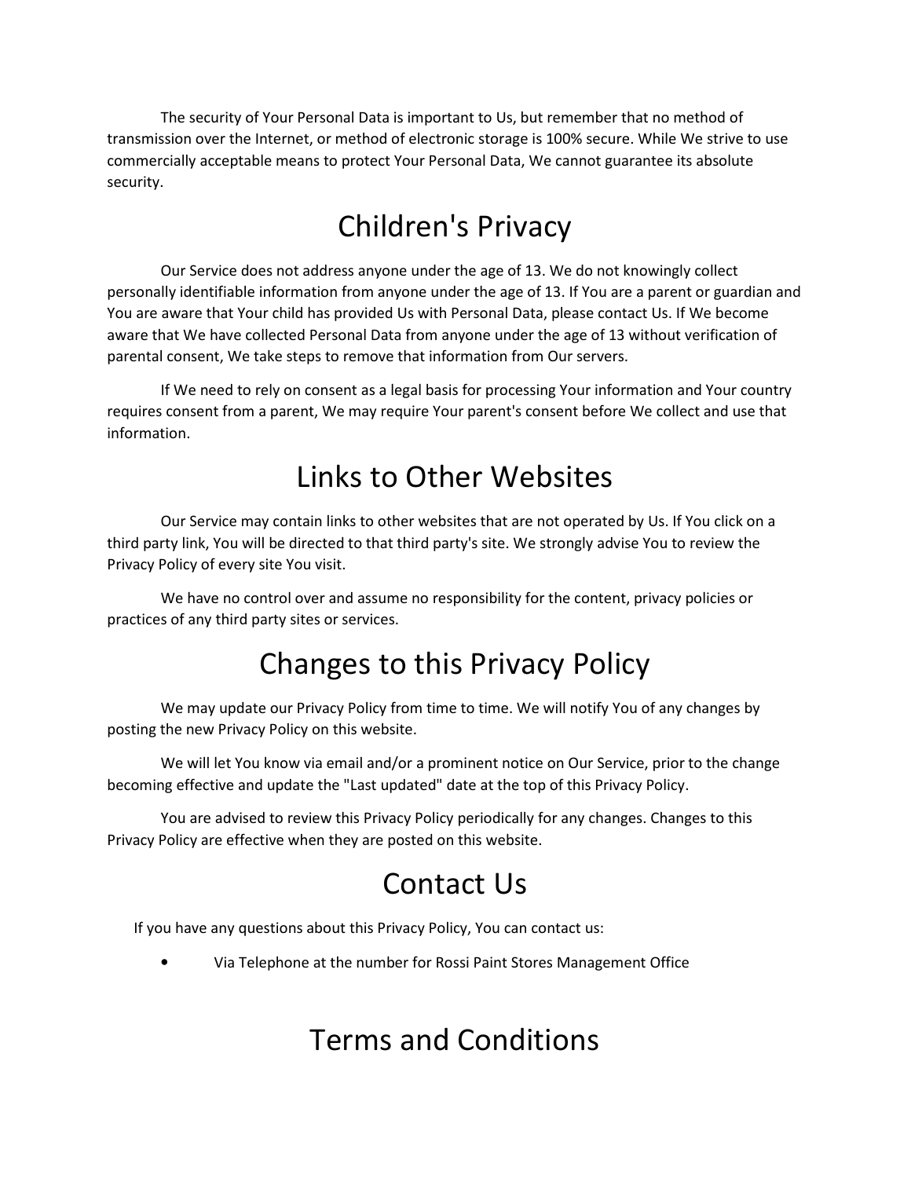The security of Your Personal Data is important to Us, but remember that no method of transmission over the Internet, or method of electronic storage is 100% secure. While We strive to use commercially acceptable means to protect Your Personal Data, We cannot guarantee its absolute security.

# Children's Privacy

Our Service does not address anyone under the age of 13. We do not knowingly collect personally identifiable information from anyone under the age of 13. If You are a parent or guardian and You are aware that Your child has provided Us with Personal Data, please contact Us. If We become aware that We have collected Personal Data from anyone under the age of 13 without verification of parental consent, We take steps to remove that information from Our servers.

If We need to rely on consent as a legal basis for processing Your information and Your country requires consent from a parent, We may require Your parent's consent before We collect and use that information.

# Links to Other Websites

Our Service may contain links to other websites that are not operated by Us. If You click on a third party link, You will be directed to that third party's site. We strongly advise You to review the Privacy Policy of every site You visit.

We have no control over and assume no responsibility for the content, privacy policies or practices of any third party sites or services.

# Changes to this Privacy Policy

We may update our Privacy Policy from time to time. We will notify You of any changes by posting the new Privacy Policy on this website.

We will let You know via email and/or a prominent notice on Our Service, prior to the change becoming effective and update the "Last updated" date at the top of this Privacy Policy.

You are advised to review this Privacy Policy periodically for any changes. Changes to this Privacy Policy are effective when they are posted on this website.

# Contact Us

If you have any questions about this Privacy Policy, You can contact us:

- Via Telephone at the number for Rossi Paint Stores Management Office

# Terms and Conditions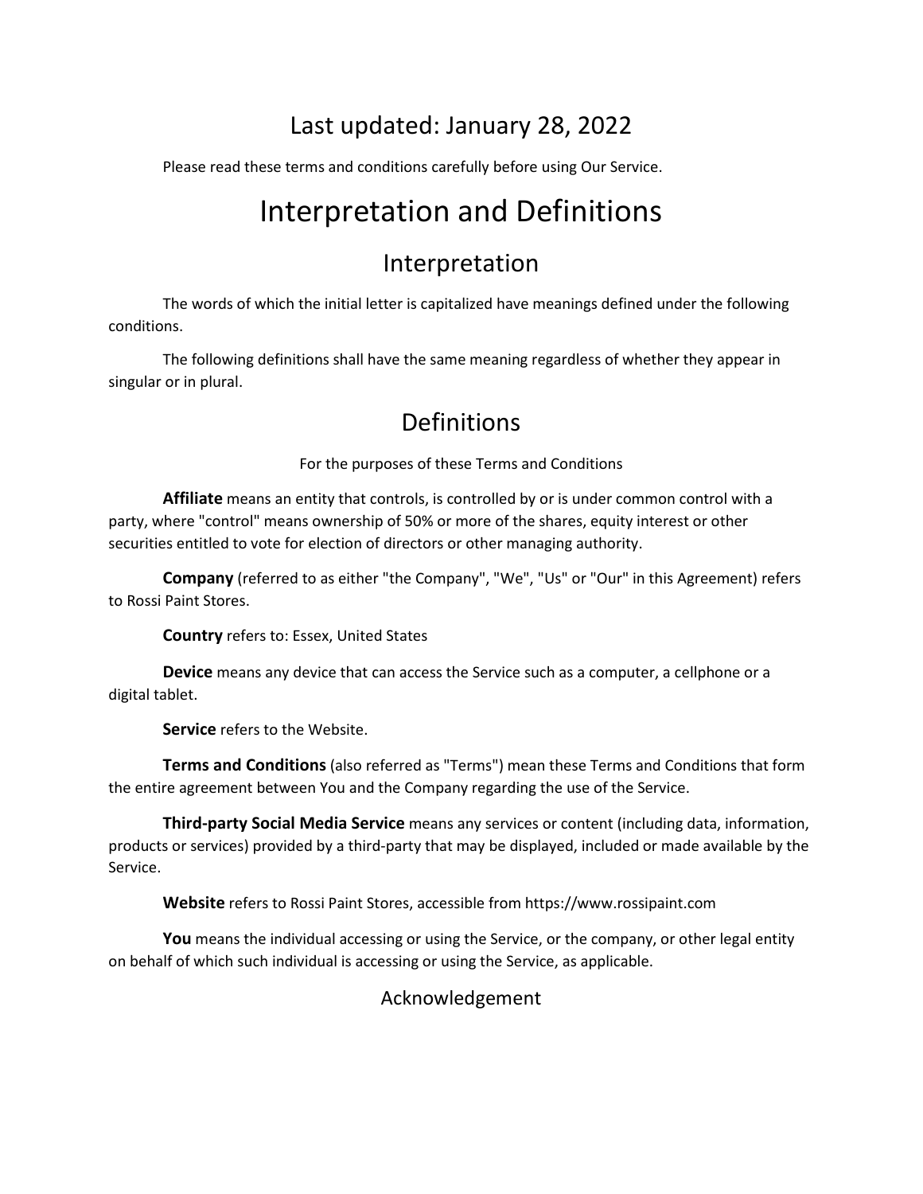## Last updated: January 28, 2022

Please read these terms and conditions carefully before using Our Service.

# Interpretation and Definitions

## Interpretation

The words of which the initial letter is capitalized have meanings defined under the following conditions.

The following definitions shall have the same meaning regardless of whether they appear in singular or in plural.

## Definitions

For the purposes of these Terms and Conditions

**Affiliate** means an entity that controls, is controlled by or is under common control with a party, where "control" means ownership of 50% or more of the shares, equity interest or other securities entitled to vote for election of directors or other managing authority.

**Company** (referred to as either "the Company", "We", "Us" or "Our" in this Agreement) refers to Rossi Paint Stores.

**Country** refers to: Essex, United States

**Device** means any device that can access the Service such as a computer, a cellphone or a digital tablet.

**Service** refers to the Website.

**Terms and Conditions** (also referred as "Terms") mean these Terms and Conditions that form the entire agreement between You and the Company regarding the use of the Service.

**Third-party Social Media Service** means any services or content (including data, information, products or services) provided by a third-party that may be displayed, included or made available by the Service.

**Website** refers to Rossi Paint Stores, accessible from https://www.rossipaint.com

**You** means the individual accessing or using the Service, or the company, or other legal entity on behalf of which such individual is accessing or using the Service, as applicable.

### Acknowledgement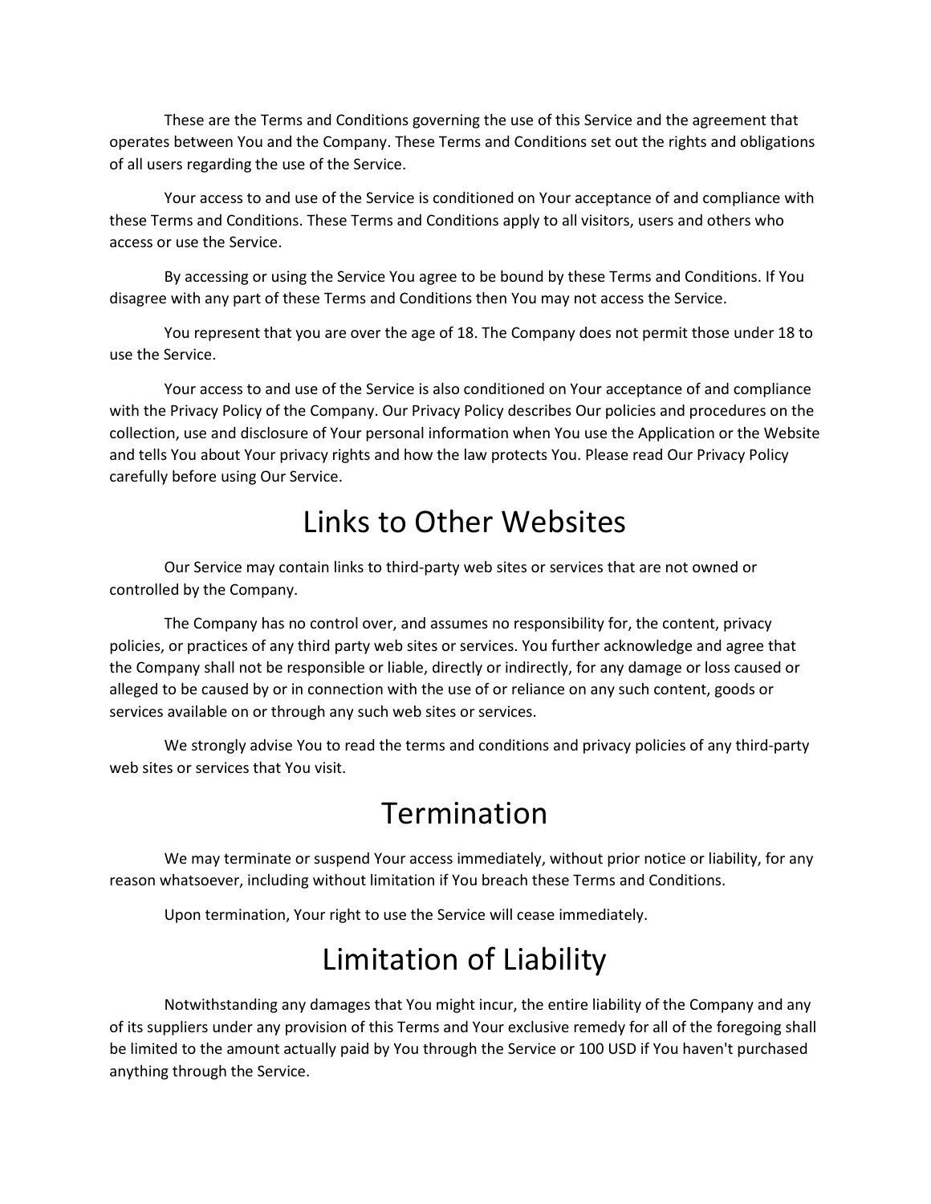These are the Terms and Conditions governing the use of this Service and the agreement that operates between You and the Company. These Terms and Conditions set out the rights and obligations of all users regarding the use of the Service.

Your access to and use of the Service is conditioned on Your acceptance of and compliance with these Terms and Conditions. These Terms and Conditions apply to all visitors, users and others who access or use the Service.

By accessing or using the Service You agree to be bound by these Terms and Conditions. If You disagree with any part of these Terms and Conditions then You may not access the Service.

You represent that you are over the age of 18. The Company does not permit those under 18 to use the Service.

Your access to and use of the Service is also conditioned on Your acceptance of and compliance with the Privacy Policy of the Company. Our Privacy Policy describes Our policies and procedures on the collection, use and disclosure of Your personal information when You use the Application or the Website and tells You about Your privacy rights and how the law protects You. Please read Our Privacy Policy carefully before using Our Service.

# Links to Other Websites

Our Service may contain links to third-party web sites or services that are not owned or controlled by the Company.

The Company has no control over, and assumes no responsibility for, the content, privacy policies, or practices of any third party web sites or services. You further acknowledge and agree that the Company shall not be responsible or liable, directly or indirectly, for any damage or loss caused or alleged to be caused by or in connection with the use of or reliance on any such content, goods or services available on or through any such web sites or services.

We strongly advise You to read the terms and conditions and privacy policies of any third-party web sites or services that You visit.

# Termination

We may terminate or suspend Your access immediately, without prior notice or liability, for any reason whatsoever, including without limitation if You breach these Terms and Conditions.

Upon termination, Your right to use the Service will cease immediately.

# Limitation of Liability

Notwithstanding any damages that You might incur, the entire liability of the Company and any of its suppliers under any provision of this Terms and Your exclusive remedy for all of the foregoing shall be limited to the amount actually paid by You through the Service or 100 USD if You haven't purchased anything through the Service.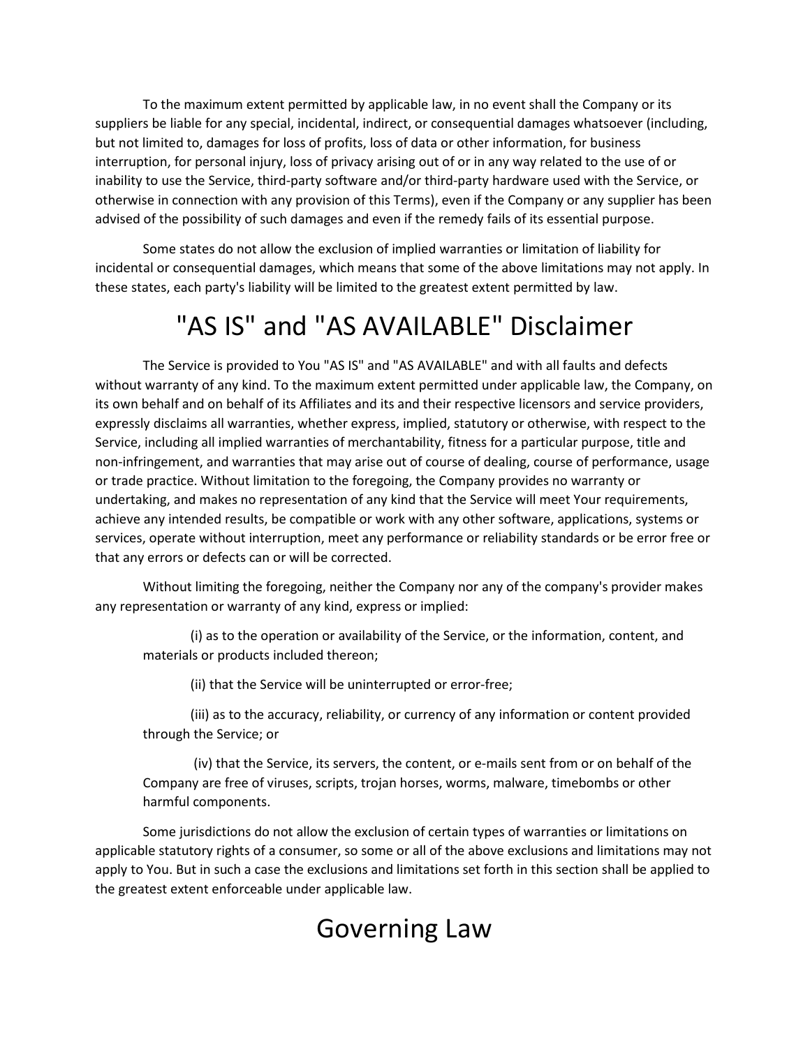To the maximum extent permitted by applicable law, in no event shall the Company or its suppliers be liable for any special, incidental, indirect, or consequential damages whatsoever (including, but not limited to, damages for loss of profits, loss of data or other information, for business interruption, for personal injury, loss of privacy arising out of or in any way related to the use of or inability to use the Service, third-party software and/or third-party hardware used with the Service, or otherwise in connection with any provision of this Terms), even if the Company or any supplier has been advised of the possibility of such damages and even if the remedy fails of its essential purpose.

Some states do not allow the exclusion of implied warranties or limitation of liability for incidental or consequential damages, which means that some of the above limitations may not apply. In these states, each party's liability will be limited to the greatest extent permitted by law.

# "AS IS" and "AS AVAILABLE" Disclaimer

The Service is provided to You "AS IS" and "AS AVAILABLE" and with all faults and defects without warranty of any kind. To the maximum extent permitted under applicable law, the Company, on its own behalf and on behalf of its Affiliates and its and their respective licensors and service providers, expressly disclaims all warranties, whether express, implied, statutory or otherwise, with respect to the Service, including all implied warranties of merchantability, fitness for a particular purpose, title and non-infringement, and warranties that may arise out of course of dealing, course of performance, usage or trade practice. Without limitation to the foregoing, the Company provides no warranty or undertaking, and makes no representation of any kind that the Service will meet Your requirements, achieve any intended results, be compatible or work with any other software, applications, systems or services, operate without interruption, meet any performance or reliability standards or be error free or that any errors or defects can or will be corrected.

Without limiting the foregoing, neither the Company nor any of the company's provider makes any representation or warranty of any kind, express or implied:

(i) as to the operation or availability of the Service, or the information, content, and materials or products included thereon;

(ii) that the Service will be uninterrupted or error-free;

(iii) as to the accuracy, reliability, or currency of any information or content provided through the Service; or

(iv) that the Service, its servers, the content, or e-mails sent from or on behalf of the Company are free of viruses, scripts, trojan horses, worms, malware, timebombs or other harmful components.

Some jurisdictions do not allow the exclusion of certain types of warranties or limitations on applicable statutory rights of a consumer, so some or all of the above exclusions and limitations may not apply to You. But in such a case the exclusions and limitations set forth in this section shall be applied to the greatest extent enforceable under applicable law.

# Governing Law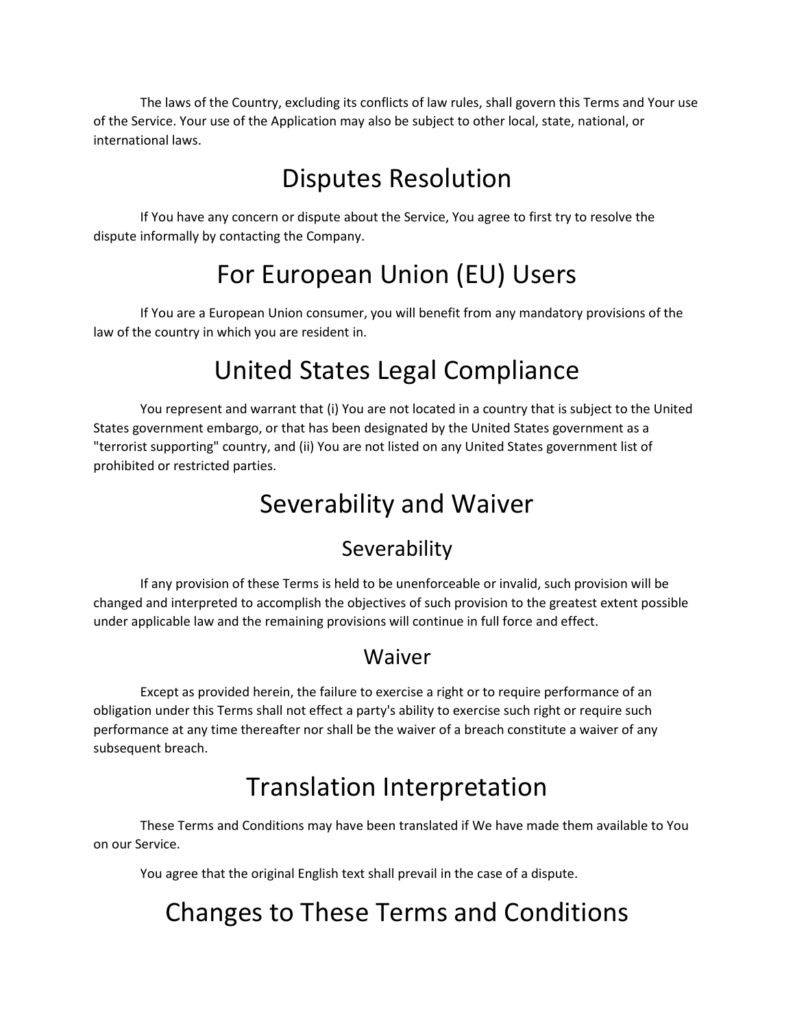The laws of the Country, excluding its conflicts of law rules, shall govern this Terms and Your use of the Service. Your use of the Application may also be subject to other local, state, national, or international laws.

# Disputes Resolution

If You have any concern or dispute about the Service, You agree to first try to resolve the dispute informally by contacting the Company.

# For European Union (EU) Users

If You are a European Union consumer, you will benefit from any mandatory provisions of the law of the country in which you are resident in.

# United States Legal Compliance

You represent and warrant that (i) You are not located in a country that is subject to the United States government embargo, or that has been designated by the United States government as a "terrorist supporting" country, and (ii) You are not listed on any United States government list of prohibited or restricted parties.

# Severability and Waiver

## Severability

If any provision of these Terms is held to be unenforceable or invalid, such provision will be changed and interpreted to accomplish the objectives of such provision to the greatest extent possible under applicable law and the remaining provisions will continue in full force and effect.

## Waiver

Except as provided herein, the failure to exercise a right or to require performance of an obligation under this Terms shall not effect a party's ability to exercise such right or require such performance at any time thereafter nor shall be the waiver of a breach constitute a waiver of any subsequent breach.

# Translation Interpretation

These Terms and Conditions may have been translated if We have made them available to You on our Service.

You agree that the original English text shall prevail in the case of a dispute.

# Changes to These Terms and Conditions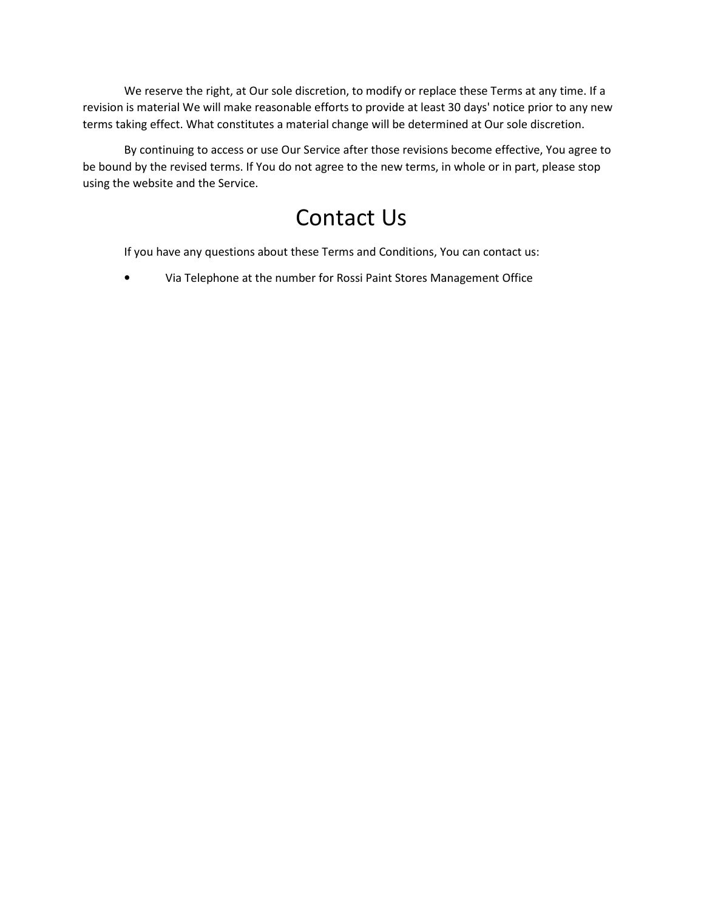We reserve the right, at Our sole discretion, to modify or replace these Terms at any time. If a revision is material We will make reasonable efforts to provide at least 30 days' notice prior to any new terms taking effect. What constitutes a material change will be determined at Our sole discretion.

By continuing to access or use Our Service after those revisions become effective, You agree to be bound by the revised terms. If You do not agree to the new terms, in whole or in part, please stop using the website and the Service.

# Contact Us

If you have any questions about these Terms and Conditions, You can contact us:

- Via Telephone at the number for Rossi Paint Stores Management Office